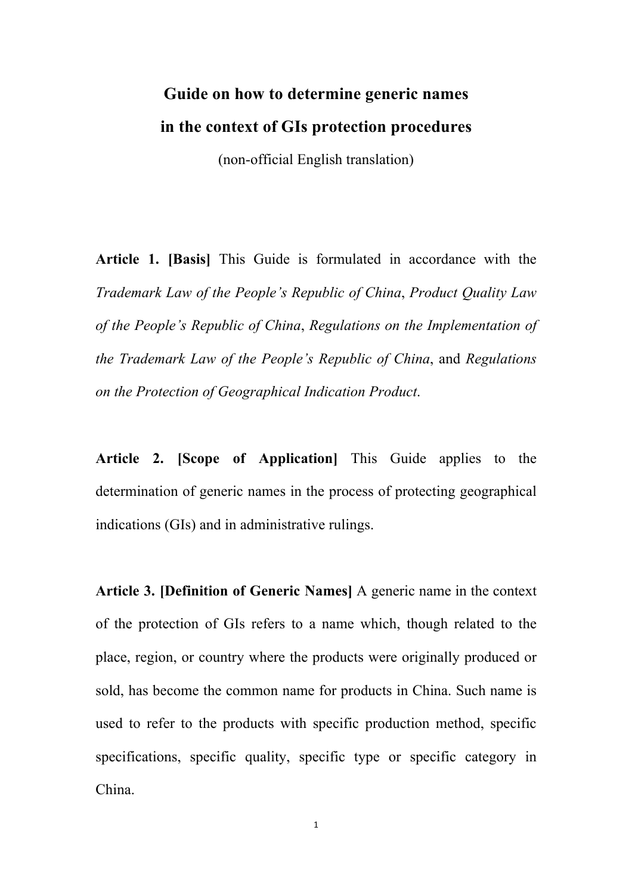# Guide on how to determine generic names in the context of GIs protection procedures

(non-official English translation)

**Article 1. [Basis]** This Guide is formulated in accordance with the *Trademark Law of the People's Republic of China*, *Product Quality Law of the People's Republic of China*, *Regulations on the Implementation of the Trademark Law of the People's Republic of China*, and *Regulations on the Protection of Geographical Indication Product*.

**Article 2. [Scope of Application]** This Guide applies to the determination of generic names in the process of protecting geographical indications (GIs) and in administrative rulings.

**Article 3. [Definition of Generic Names]** A generic name in the context of the protection of GIs refers to a name which, though related to the place, region, or country where the products were originally produced or sold, has become the common name for products in China. Such name is used to refer to the products with specific production method, specific specifications, specific quality, specific type or specific category in China.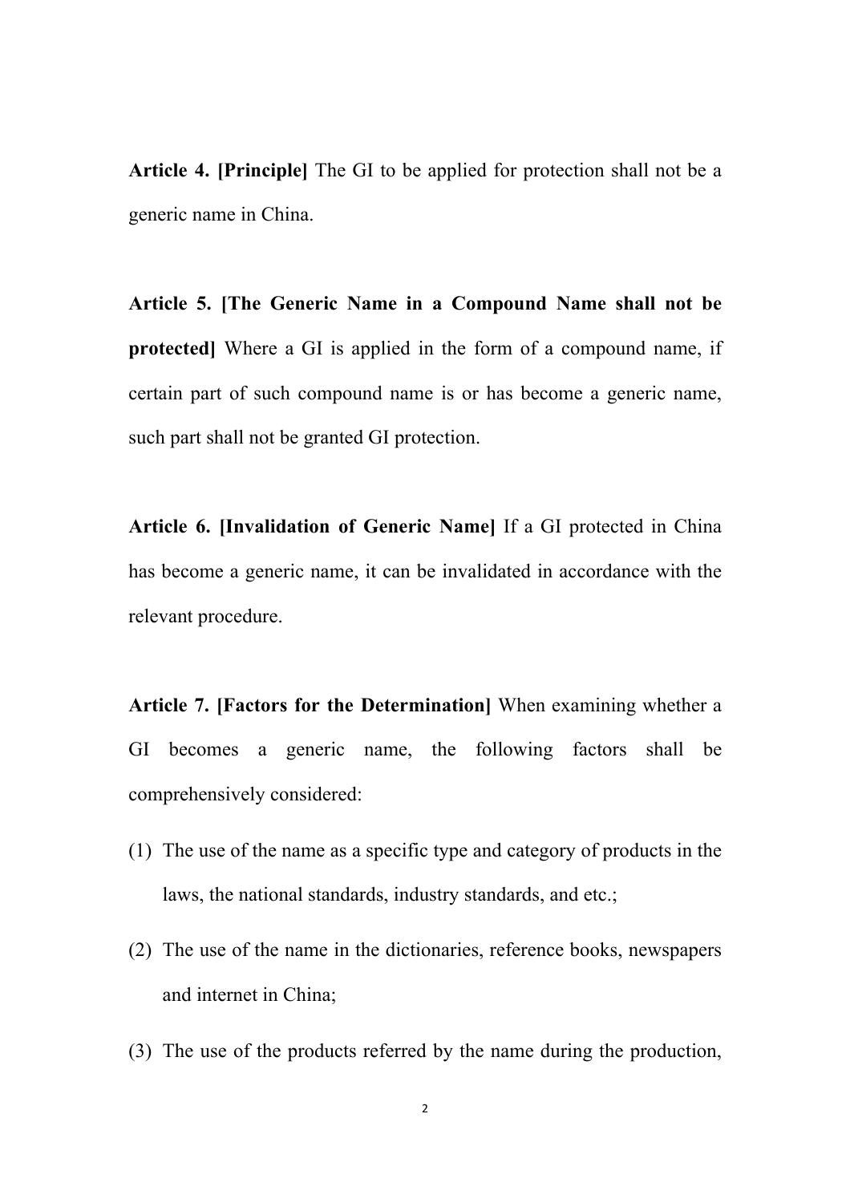**Article 4. [Principle]** The GI to be applied for protection shall not be a generic name in China.

**Article 5. [The Generic Name in a Compound Name shall not be protected]** Where a GI is applied in the form of a compound name, if certain part of such compound name is or has become a generic name, such part shall not be granted GI protection.

**Article 6. [Invalidation of Generic Name]** If a GI protected in China has become a generic name, it can be invalidated in accordance with the relevant procedure.

**Article 7. [Factors for the Determination]** When examining whether a GI becomes a generic name, the following factors shall be comprehensively considered:

(1) The use of the name as a specific type and category of products in the laws, the national standards, industry standards, and etc.;

(2) The use of the name in the dictionaries, reference books, newspapers and internet in China;

(3) The use of the products referred by the name during the production,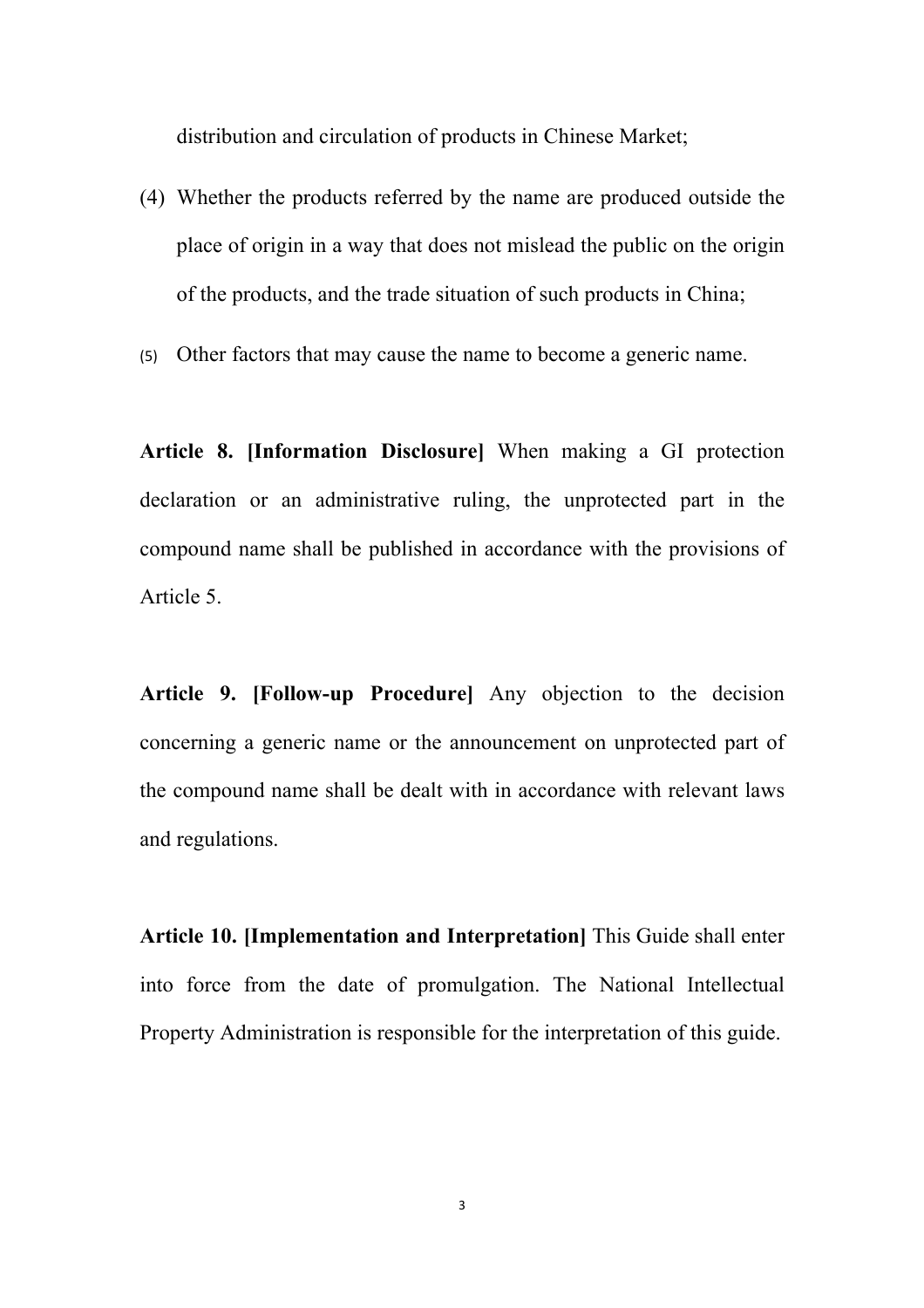distribution and circulation of products in Chinese Market;

(4) Whether the products referred by the name are produced outside the place of origin in a way that does not mislead the public on the origin of the products, and the trade situation of such products in China;

(5) Other factors that may cause the name to become a generic name.

**Article 8. [Information Disclosure]** When making a GI protection declaration or an administrative ruling, the unprotected part in the compound name shall be published in accordance with the provisions of Article 5.

**Article 9. [Follow-up Procedure]** Any objection to the decision concerning a generic name or the announcement on unprotected part of the compound name shall be dealt with in accordance with relevant laws and regulations.

**Article 10. [Implementation and Interpretation]** This Guide shall enter into force from the date of promulgation. The National Intellectual Property Administration is responsible for the interpretation of this guide.